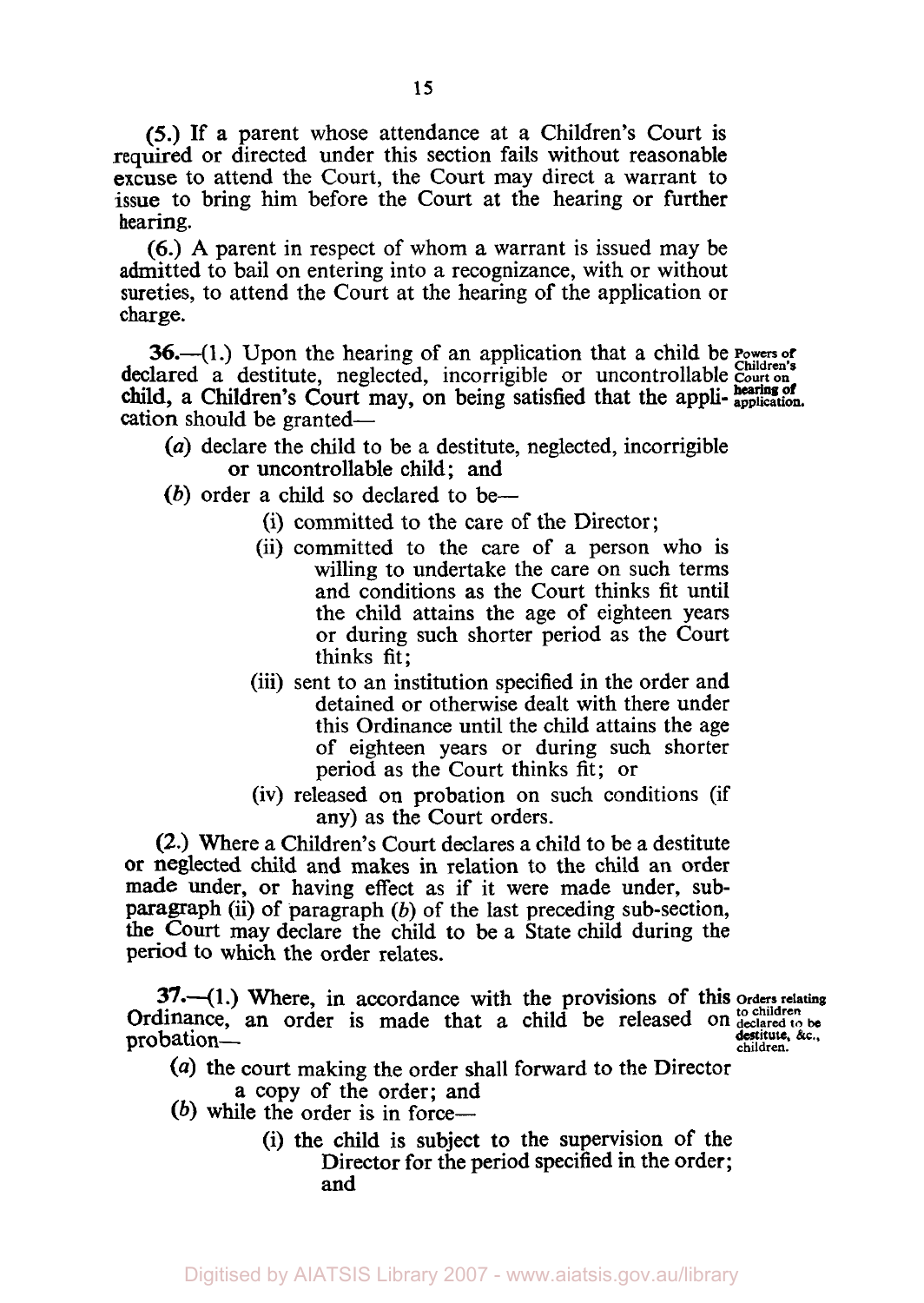(5.) If a parent whose attendance at a Children's Court is required or directed under this section fails without reasonable excuse to attend the Court, the Court may direct a warrant to issue to bring him before the Court at the hearing or further hearing.

(6.) A parent in respect of whom a warrant is issued may be admitted to bail on entering into a recognizance, with or without sureties, to attend the Court at the hearing of the application or charge.

**Powers of Children's Court on hearing of application.**

**36.**—(1.) Upon the hearing of an application that a child be declared a destitute, neglected, incorrigible or uncontrollable child, a Children's Court may, on being satisfied that the application should be granted—

(*a*) declare the child to be a destitute, neglected, incorrigible or uncontrollable child; and

(*b*) order a child so declared to be—

(i) committed to the care of the Director;

(ii) committed to the care of a person who is willing to undertake the care on such terms and conditions as the Court thinks fit until the child attains the age of eighteen years or during such shorter period as the Court thinks fit;

(iii) sent to an institution specified in the order and detained or otherwise dealt with there under this Ordinance until the child attains the age of eighteen years or during such shorter period as the Court thinks fit; or

(iv) released on probation on such conditions (if any) as the Court orders.

(2.) Where a Children's Court declares a child to be a destitute or neglected child and makes in relation to the child an order made under, or having effect as if it were made under, sub-paragraph (ii) of paragraph (*b*) of the last preceding sub-section, the Court may declare the child to be a State child during the period to which the order relates.

**Orders relating to children declared to be destitute, &c., children.**

**37.**—(1.) Where, in accordance with the provisions of this Ordinance, an order is made that a child be released on probation—

(*a*) the court making the order shall forward to the Director a copy of the order; and

(*b*) while the order is in force—

(i) the child is subject to the supervision of the Director for the period specified in the order; and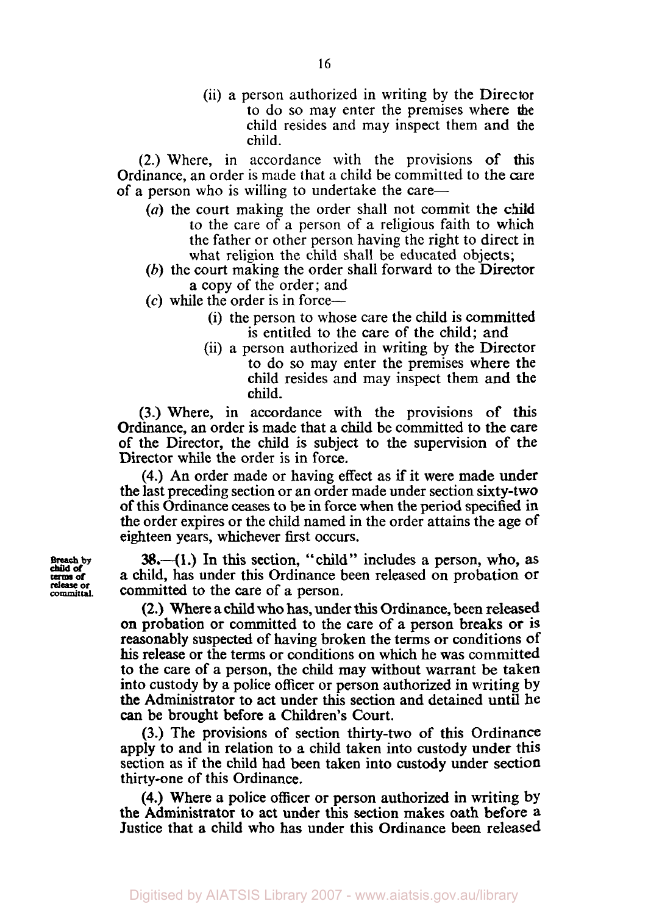(ii) a person authorized in writing by the Director to do so may enter the premises where the child resides and may inspect them and the child.

(2.) Where, in accordance with the provisions of this Ordinance, an order is made that a child be committed to the care of a person who is willing to undertake the care—

(*a*) the court making the order shall not commit the child to the care of a person of a religious faith to which the father or other person having the right to direct in what religion the child shall be educated objects;

(*b*) the court making the order shall forward to the Director a copy of the order; and

(*c*) while the order is in force—

(i) the person to whose care the child is committed is entitled to the care of the child; and

(ii) a person authorized in writing by the Director to do so may enter the premises where the child resides and may inspect them and the child.

(3.) Where, in accordance with the provisions of this Ordinance, an order is made that a child be committed to the care of the Director, the child is subject to the supervision of the Director while the order is in force.

(4.) An order made or having effect as if it were made under the last preceding section or an order made under section sixty-two of this Ordinance ceases to be in force when the period specified in the order expires or the child named in the order attains the age of eighteen years, whichever first occurs.

**Breach by child of terms of release or committal.**

**38.**—(1.) In this section, "child" includes a person, who, as a child, has under this Ordinance been released on probation or committed to the care of a person.

(2.) Where a child who has, under this Ordinance, been released on probation or committed to the care of a person breaks or is reasonably suspected of having broken the terms or conditions of his release or the terms or conditions on which he was committed to the care of a person, the child may without warrant be taken into custody by a police officer or person authorized in writing by the Administrator to act under this section and detained until he can be brought before a Children's Court.

(3.) The provisions of section thirty-two of this Ordinance apply to and in relation to a child taken into custody under this section as if the child had been taken into custody under section thirty-one of this Ordinance.

(4.) Where a police officer or person authorized in writing by the Administrator to act under this section makes oath before a Justice that a child who has under this Ordinance been released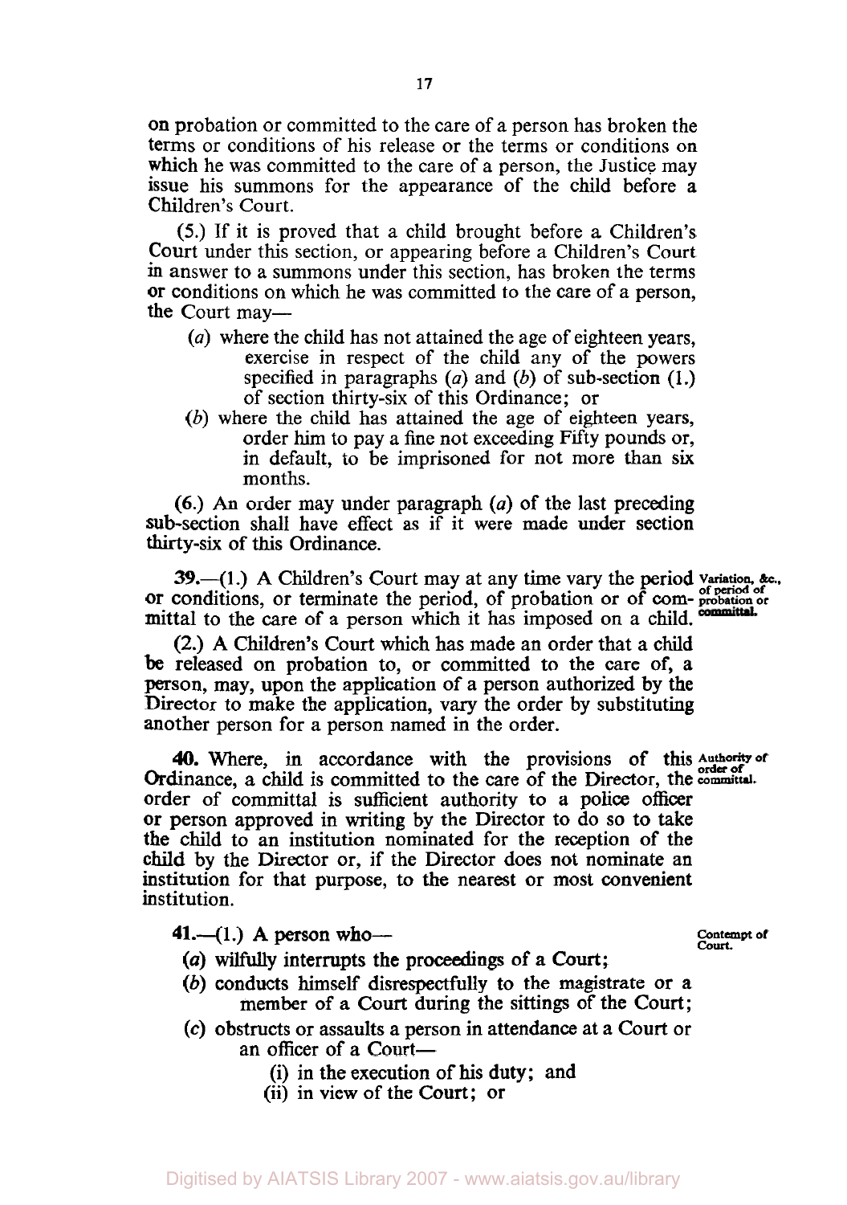on probation or committed to the care of a person has broken the terms or conditions of his release or the terms or conditions on which he was committed to the care of a person, the Justice may issue his summons for the appearance of the child before a Children's Court.

(5.) If it is proved that a child brought before a Children's Court under this section, or appearing before a Children's Court in answer to a summons under this section, has broken the terms or conditions on which he was committed to the care of a person, the Court may—

- (*a*) where the child has not attained the age of eighteen years, exercise in respect of the child any of the powers specified in paragraphs (*a*) and (*b*) of sub-section (1.) of section thirty-six of this Ordinance; or
- (*b*) where the child has attained the age of eighteen years, order him to pay a fine not exceeding Fifty pounds or, in default, to be imprisoned for not more than six months.

(6.) An order may under paragraph (*a*) of the last preceding sub-section shall have effect as if it were made under section thirty-six of this Ordinance.

**Variation, &c., of period of probation or committal.**

**39.**—(1.) A Children's Court may at any time vary the period or conditions, or terminate the period, of probation or of committal to the care of a person which it has imposed on a child.

(2.) A Children's Court which has made an order that a child be released on probation to, or committed to the care of, a person, may, upon the application of a person authorized by the Director to make the application, vary the order by substituting another person for a person named in the order.

**Authority of order of committal.**

**40.** Where, in accordance with the provisions of this Ordinance, a child is committed to the care of the Director, the order of committal is sufficient authority to a police officer or person approved in writing by the Director to do so to take the child to an institution nominated for the reception of the child by the Director or, if the Director does not nominate an institution for that purpose, to the nearest or most convenient institution.

**Contempt of Court.**

**41.**—(1.) A person who—

- (*a*) wilfully interrupts the proceedings of a Court;
- (*b*) conducts himself disrespectfully to the magistrate or a member of a Court during the sittings of the Court;
- (*c*) obstructs or assaults a person in attendance at a Court or an officer of a Court—
  - (i) in the execution of his duty; and
  - (ii) in view of the Court; or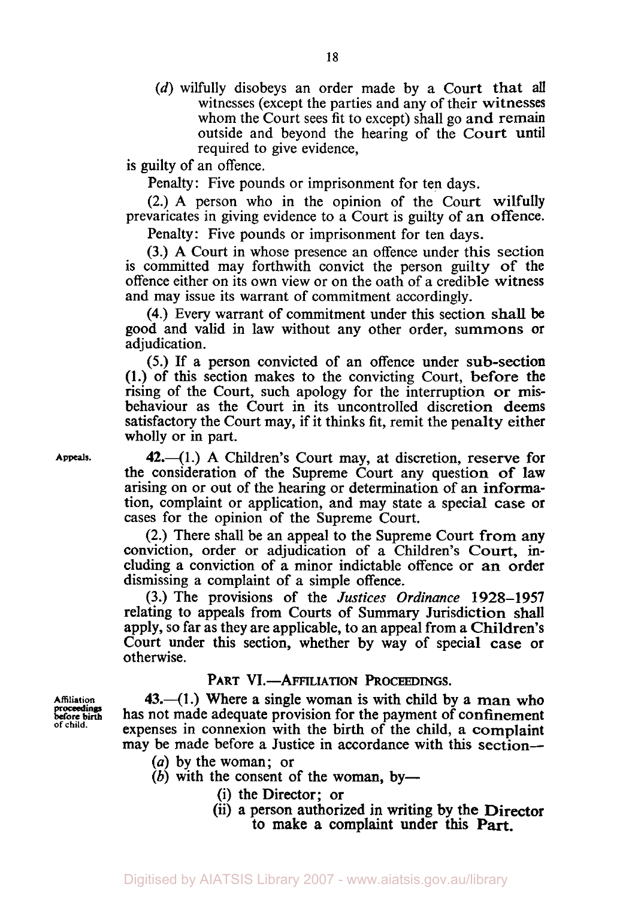(*d*) wilfully disobeys an order made by a Court that all witnesses (except the parties and any of their witnesses whom the Court sees fit to except) shall go and remain outside and beyond the hearing of the Court until required to give evidence,

is guilty of an offence.

Penalty: Five pounds or imprisonment for ten days.

(2.) A person who in the opinion of the Court wilfully prevaricates in giving evidence to a Court is guilty of an offence.

Penalty: Five pounds or imprisonment for ten days.

(3.) A Court in whose presence an offence under this section is committed may forthwith convict the person guilty of the offence either on its own view or on the oath of a credible witness and may issue its warrant of commitment accordingly.

(4.) Every warrant of commitment under this section shall be good and valid in law without any other order, summons or adjudication.

(5.) If a person convicted of an offence under sub-section (1.) of this section makes to the convicting Court, before the rising of the Court, such apology for the interruption or misbehaviour as the Court in its uncontrolled discretion deems satisfactory the Court may, if it thinks fit, remit the penalty either wholly or in part.

**Appeals.**

**42.**—(1.) A Children's Court may, at discretion, reserve for the consideration of the Supreme Court any question of law arising on or out of the hearing or determination of an information, complaint or application, and may state a special case or cases for the opinion of the Supreme Court.

(2.) There shall be an appeal to the Supreme Court from any conviction, order or adjudication of a Children's Court, including a conviction of a minor indictable offence or an order dismissing a complaint of a simple offence.

(3.) The provisions of the *Justices Ordinance* 1928–1957 relating to appeals from Courts of Summary Jurisdiction shall apply, so far as they are applicable, to an appeal from a Children's Court under this section, whether by way of special case or otherwise.

## PART VI.—AFFILIATION PROCEEDINGS.

**Affiliation proceedings before birth of child.**

**43.**—(1.) Where a single woman is with child by a man who has not made adequate provision for the payment of confinement expenses in connexion with the birth of the child, a complaint may be made before a Justice in accordance with this section—

(*a*) by the woman; or

(*b*) with the consent of the woman, by—

(i) the Director; or

(ii) a person authorized in writing by the Director to make a complaint under this Part.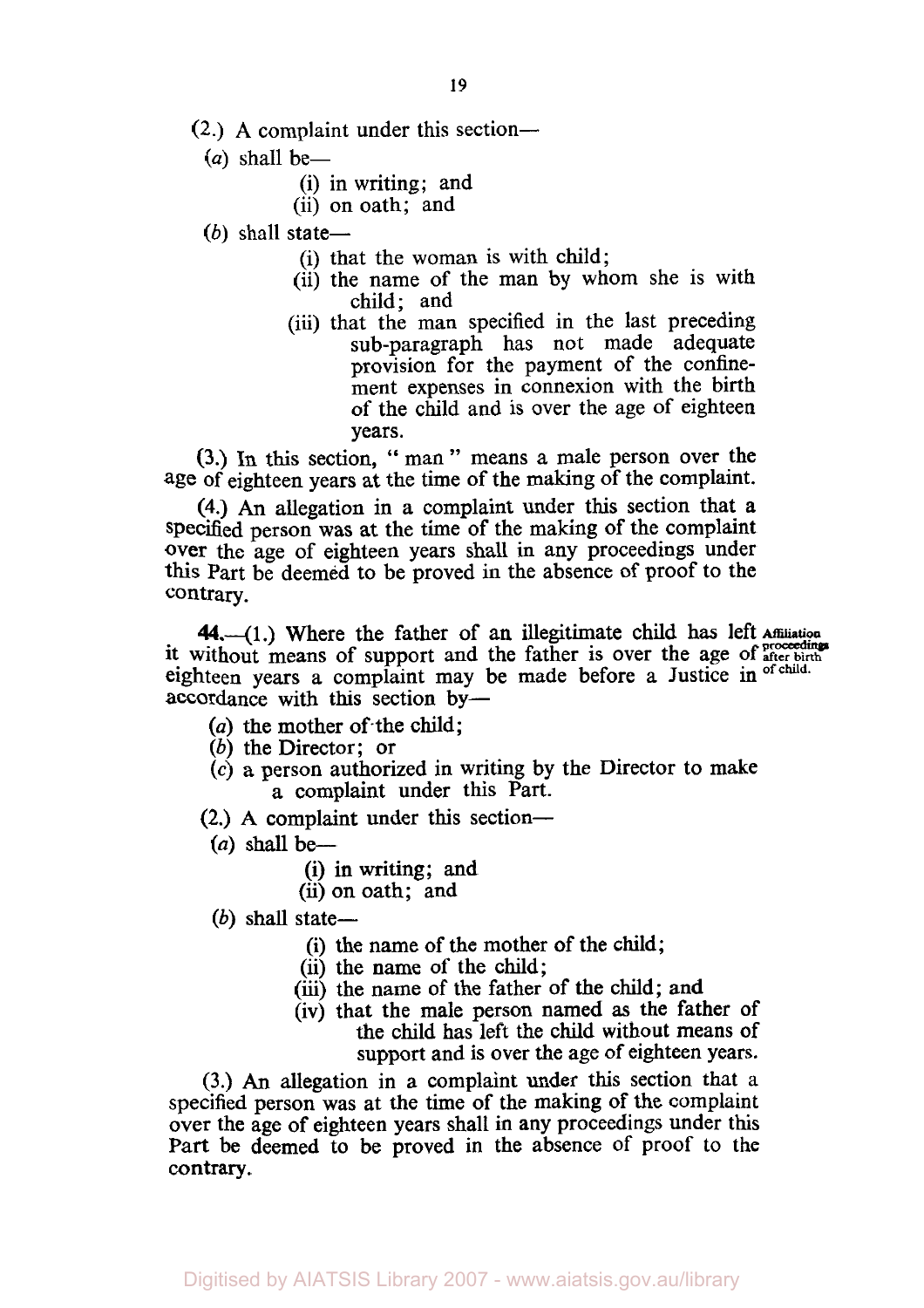(2.) A complaint under this section—

(*a*) shall be—

(i) in writing; and
(ii) on oath; and

(*b*) shall state—

(i) that the woman is with child;
(ii) the name of the man by whom she is with child; and
(iii) that the man specified in the last preceding sub-paragraph has not made adequate provision for the payment of the confinement expenses in connexion with the birth of the child and is over the age of eighteen years.

(3.) In this section, " man " means a male person over the age of eighteen years at the time of the making of the complaint.

(4.) An allegation in a complaint under this section that a specified person was at the time of the making of the complaint over the age of eighteen years shall in any proceedings under this Part be deemed to be proved in the absence of proof to the contrary.

*Affiliation proceedings after birth of child.*

**44.**—(1.) Where the father of an illegitimate child has left it without means of support and the father is over the age of eighteen years a complaint may be made before a Justice in accordance with this section by—

(*a*) the mother of the child;
(*b*) the Director; or
(*c*) a person authorized in writing by the Director to make a complaint under this Part.

(2.) A complaint under this section—

(*a*) shall be—

(i) in writing; and
(ii) on oath; and

(*b*) shall state—

(i) the name of the mother of the child;
(ii) the name of the child;
(iii) the name of the father of the child; and
(iv) that the male person named as the father of the child has left the child without means of support and is over the age of eighteen years.

(3.) An allegation in a complaint under this section that a specified person was at the time of the making of the complaint over the age of eighteen years shall in any proceedings under this Part be deemed to be proved in the absence of proof to the contrary.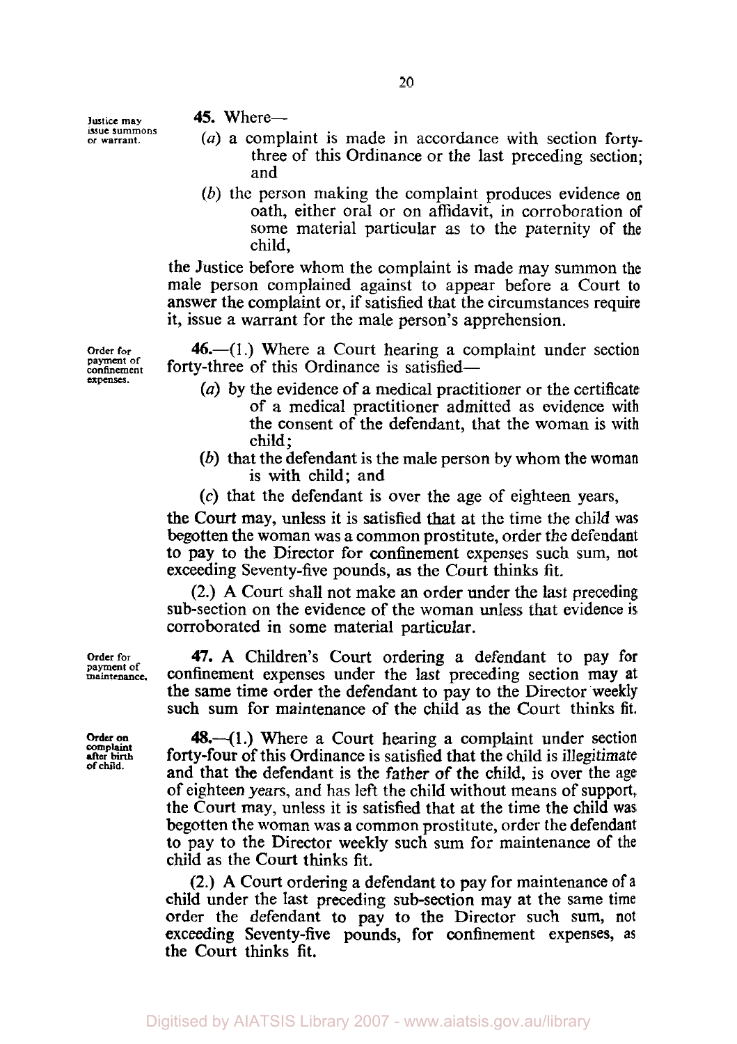**Justice may issue summons or warrant.**

**45.** Where—

(*a*) a complaint is made in accordance with section forty-three of this Ordinance or the last preceding section; and

(*b*) the person making the complaint produces evidence on oath, either oral or on affidavit, in corroboration of some material particular as to the paternity of the child,

the Justice before whom the complaint is made may summon the male person complained against to appear before a Court to answer the complaint or, if satisfied that the circumstances require it, issue a warrant for the male person's apprehension.

**Order for payment of confinement expenses.**

**46.**—(1.) Where a Court hearing a complaint under section forty-three of this Ordinance is satisfied—

(*a*) by the evidence of a medical practitioner or the certificate of a medical practitioner admitted as evidence with the consent of the defendant, that the woman is with child;

(*b*) that the defendant is the male person by whom the woman is with child; and

(*c*) that the defendant is over the age of eighteen years,

the Court may, unless it is satisfied that at the time the child was begotten the woman was a common prostitute, order the defendant to pay to the Director for confinement expenses such sum, not exceeding Seventy-five pounds, as the Court thinks fit.

(2.) A Court shall not make an order under the last preceding sub-section on the evidence of the woman unless that evidence is corroborated in some material particular.

**Order for payment of maintenance.**

**47.** A Children's Court ordering a defendant to pay for confinement expenses under the last preceding section may at the same time order the defendant to pay to the Director weekly such sum for maintenance of the child as the Court thinks fit.

**Order on complaint after birth of child.**

**48.**—(1.) Where a Court hearing a complaint under section forty-four of this Ordinance is satisfied that the child is illegitimate and that the defendant is the father of the child, is over the age of eighteen years, and has left the child without means of support, the Court may, unless it is satisfied that at the time the child was begotten the woman was a common prostitute, order the defendant to pay to the Director weekly such sum for maintenance of the child as the Court thinks fit.

(2.) A Court ordering a defendant to pay for maintenance of a child under the last preceding sub-section may at the same time order the defendant to pay to the Director such sum, not exceeding Seventy-five pounds, for confinement expenses, as the Court thinks fit.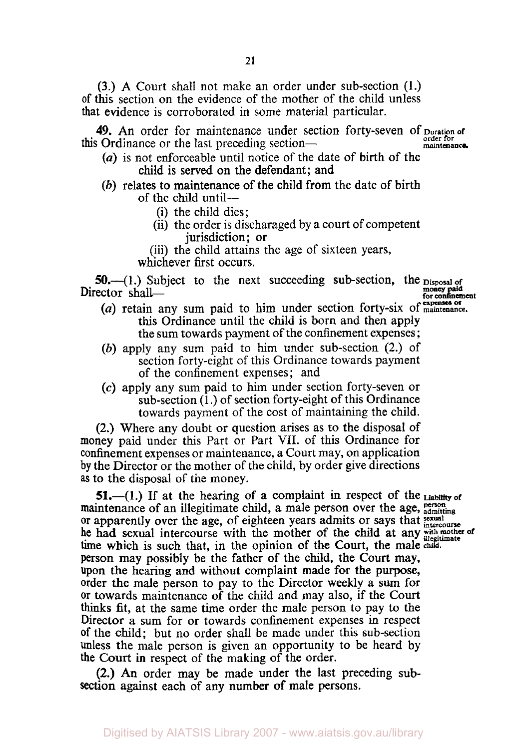(3.) A Court shall not make an order under sub-section (1.) of this section on the evidence of the mother of the child unless that evidence is corroborated in some material particular.

**49.** An order for maintenance under section forty-seven of this Ordinance or the last preceding section—

*Duration of order for maintenance.*

(*a*) is not enforceable until notice of the date of birth of the child is served on the defendant; and

(*b*) relates to maintenance of the child from the date of birth of the child until—

(i) the child dies;

(ii) the order is discharaged by a court of competent jurisdiction; or

(iii) the child attains the age of sixteen years,

whichever first occurs.

**50.**—(1.) Subject to the next succeeding sub-section, the Director shall—

*Disposal of money paid for confinement expenses or maintenance.*

(*a*) retain any sum paid to him under section forty-six of this Ordinance until the child is born and then apply the sum towards payment of the confinement expenses;

(*b*) apply any sum paid to him under sub-section (2.) of section forty-eight of this Ordinance towards payment of the confinement expenses; and

(*c*) apply any sum paid to him under section forty-seven or sub-section (1.) of section forty-eight of this Ordinance towards payment of the cost of maintaining the child.

(2.) Where any doubt or question arises as to the disposal of money paid under this Part or Part VII. of this Ordinance for confinement expenses or maintenance, a Court may, on application by the Director or the mother of the child, by order give directions as to the disposal of the money.

**51.**—(1.) If at the hearing of a complaint in respect of the maintenance of an illegitimate child, a male person over the age, or apparently over the age, of eighteen years admits or says that he had sexual intercourse with the mother of the child at any time which is such that, in the opinion of the Court, the male person may possibly be the father of the child, the Court may, upon the hearing and without complaint made for the purpose, order the male person to pay to the Director weekly a sum for or towards maintenance of the child and may also, if the Court thinks fit, at the same time order the male person to pay to the Director a sum for or towards confinement expenses in respect of the child; but no order shall be made under this sub-section unless the male person is given an opportunity to be heard by the Court in respect of the making of the order.

*Liability of person admitting sexual intercourse with mother of illegitimate child.*

(2.) An order may be made under the last preceding sub-section against each of any number of male persons.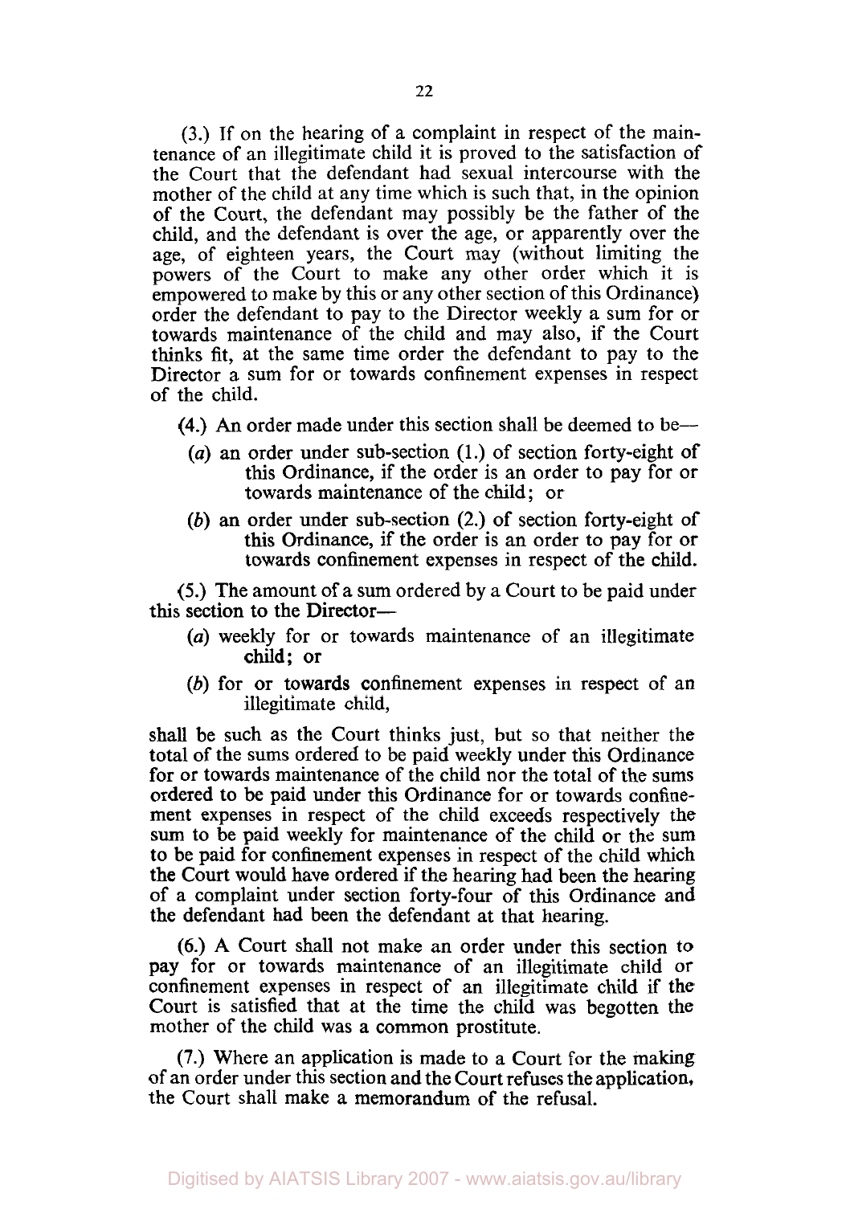(3.) If on the hearing of a complaint in respect of the maintenance of an illegitimate child it is proved to the satisfaction of the Court that the defendant had sexual intercourse with the mother of the child at any time which is such that, in the opinion of the Court, the defendant may possibly be the father of the child, and the defendant is over the age, or apparently over the age, of eighteen years, the Court may (without limiting the powers of the Court to make any other order which it is empowered to make by this or any other section of this Ordinance) order the defendant to pay to the Director weekly a sum for or towards maintenance of the child and may also, if the Court thinks fit, at the same time order the defendant to pay to the Director a sum for or towards confinement expenses in respect of the child.

(4.) An order made under this section shall be deemed to be—

- (*a*) an order under sub-section (1.) of section forty-eight of this Ordinance, if the order is an order to pay for or towards maintenance of the child; or
- (*b*) an order under sub-section (2.) of section forty-eight of this Ordinance, if the order is an order to pay for or towards confinement expenses in respect of the child.

(5.) The amount of a sum ordered by a Court to be paid under this section to the Director—

- (*a*) weekly for or towards maintenance of an illegitimate child; or
- (*b*) for or towards confinement expenses in respect of an illegitimate child,

shall be such as the Court thinks just, but so that neither the total of the sums ordered to be paid weekly under this Ordinance for or towards maintenance of the child nor the total of the sums ordered to be paid under this Ordinance for or towards confinement expenses in respect of the child exceeds respectively the sum to be paid weekly for maintenance of the child or the sum to be paid for confinement expenses in respect of the child which the Court would have ordered if the hearing had been the hearing of a complaint under section forty-four of this Ordinance and the defendant had been the defendant at that hearing.

(6.) A Court shall not make an order under this section to pay for or towards maintenance of an illegitimate child or confinement expenses in respect of an illegitimate child if the Court is satisfied that at the time the child was begotten the mother of the child was a common prostitute.

(7.) Where an application is made to a Court for the making of an order under this section and the Court refuses the application, the Court shall make a memorandum of the refusal.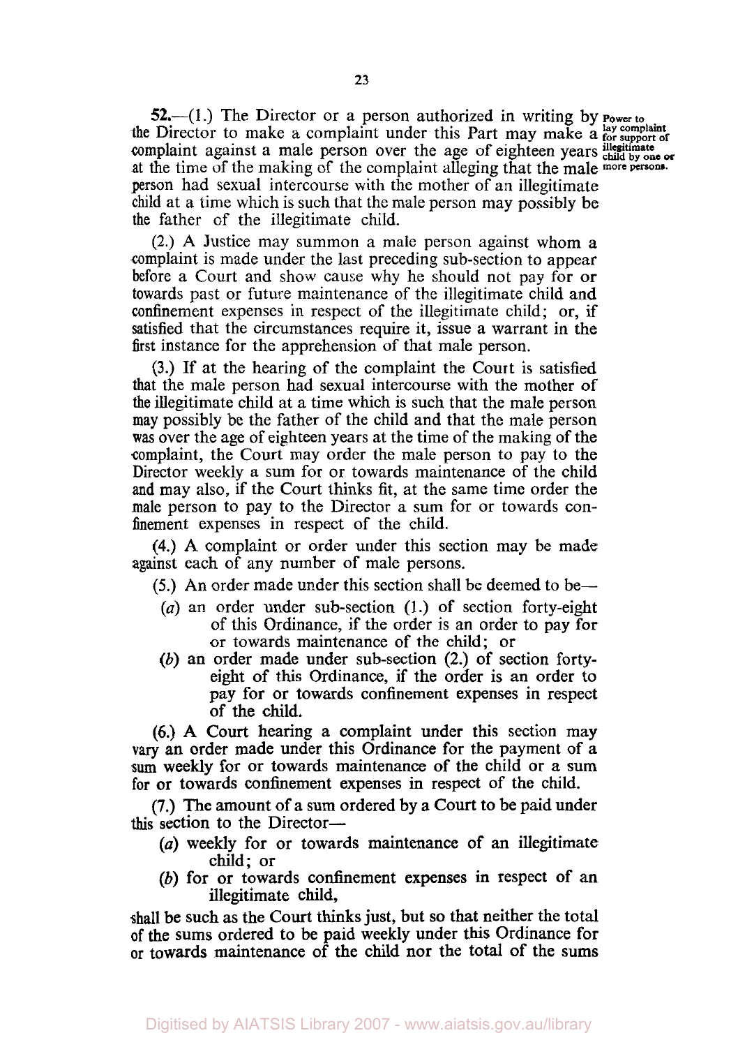**52.**—(1.) The Director or a person authorized in writing by the Director to make a complaint under this Part may make a complaint against a male person over the age of eighteen years at the time of the making of the complaint alleging that the male person had sexual intercourse with the mother of an illegitimate child at a time which is such that the male person may possibly be the father of the illegitimate child.

*Power to lay complaint for support of illegitimate child by one or more persons.*

(2.) A Justice may summon a male person against whom a complaint is made under the last preceding sub-section to appear before a Court and show cause why he should not pay for or towards past or future maintenance of the illegitimate child and confinement expenses in respect of the illegitimate child; or, if satisfied that the circumstances require it, issue a warrant in the first instance for the apprehension of that male person.

(3.) If at the hearing of the complaint the Court is satisfied that the male person had sexual intercourse with the mother of the illegitimate child at a time which is such that the male person may possibly be the father of the child and that the male person was over the age of eighteen years at the time of the making of the complaint, the Court may order the male person to pay to the Director weekly a sum for or towards maintenance of the child and may also, if the Court thinks fit, at the same time order the male person to pay to the Director a sum for or towards confinement expenses in respect of the child.

(4.) A complaint or order under this section may be made against each of any number of male persons.

(5.) An order made under this section shall be deemed to be—

(*a*) an order under sub-section (1.) of section forty-eight of this Ordinance, if the order is an order to pay for or towards maintenance of the child; or

(*b*) an order made under sub-section (2.) of section forty-eight of this Ordinance, if the order is an order to pay for or towards confinement expenses in respect of the child.

(6.) A Court hearing a complaint under this section may vary an order made under this Ordinance for the payment of a sum weekly for or towards maintenance of the child or a sum for or towards confinement expenses in respect of the child.

(7.) The amount of a sum ordered by a Court to be paid under this section to the Director—

(*a*) weekly for or towards maintenance of an illegitimate child; or

(*b*) for or towards confinement expenses in respect of an illegitimate child,

shall be such as the Court thinks just, but so that neither the total of the sums ordered to be paid weekly under this Ordinance for or towards maintenance of the child nor the total of the sums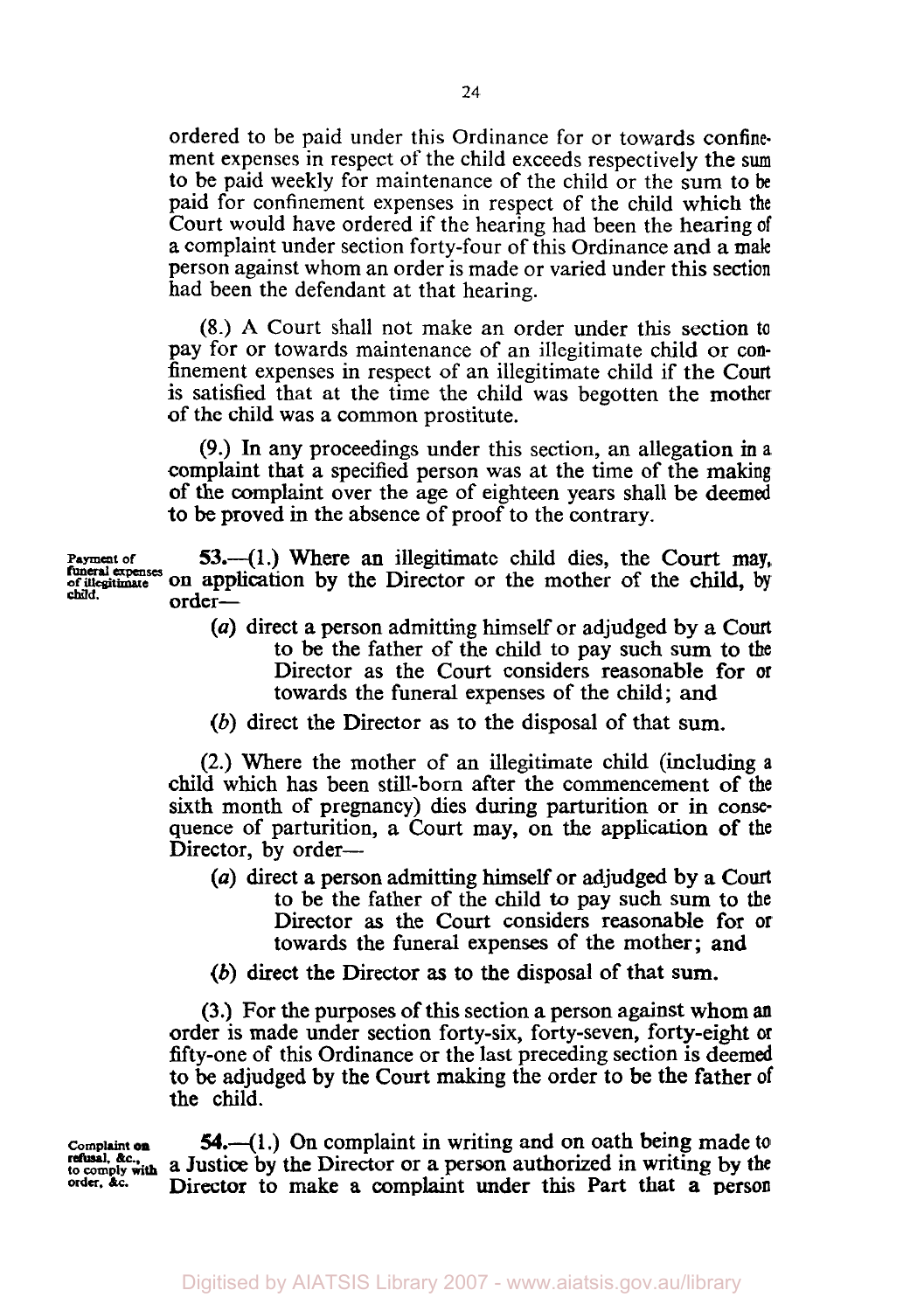ordered to be paid under this Ordinance for or towards confinement expenses in respect of the child exceeds respectively the sum to be paid weekly for maintenance of the child or the sum to be paid for confinement expenses in respect of the child which the Court would have ordered if the hearing had been the hearing of a complaint under section forty-four of this Ordinance and a male person against whom an order is made or varied under this section had been the defendant at that hearing.

(8.) A Court shall not make an order under this section to pay for or towards maintenance of an illegitimate child or confinement expenses in respect of an illegitimate child if the Court is satisfied that at the time the child was begotten the mother of the child was a common prostitute.

(9.) In any proceedings under this section, an allegation in a complaint that a specified person was at the time of the making of the complaint over the age of eighteen years shall be deemed to be proved in the absence of proof to the contrary.

**Payment of funeral expenses of illegitimate child.**

**53.**—(1.) Where an illegitimate child dies, the Court may, on application by the Director or the mother of the child, by order—

- (*a*) direct a person admitting himself or adjudged by a Court to be the father of the child to pay such sum to the Director as the Court considers reasonable for or towards the funeral expenses of the child; and
- (*b*) direct the Director as to the disposal of that sum.

(2.) Where the mother of an illegitimate child (including a child which has been still-born after the commencement of the sixth month of pregnancy) dies during parturition or in consequence of parturition, a Court may, on the application of the Director, by order—

- (*a*) direct a person admitting himself or adjudged by a Court to be the father of the child to pay such sum to the Director as the Court considers reasonable for or towards the funeral expenses of the mother; and
- (*b*) direct the Director as to the disposal of that sum.

(3.) For the purposes of this section a person against whom an order is made under section forty-six, forty-seven, forty-eight or fifty-one of this Ordinance or the last preceding section is deemed to be adjudged by the Court making the order to be the father of the child.

**Complaint on refusal, &c., to comply with order, &c.**

**54.**—(1.) On complaint in writing and on oath being made to a Justice by the Director or a person authorized in writing by the Director to make a complaint under this Part that a person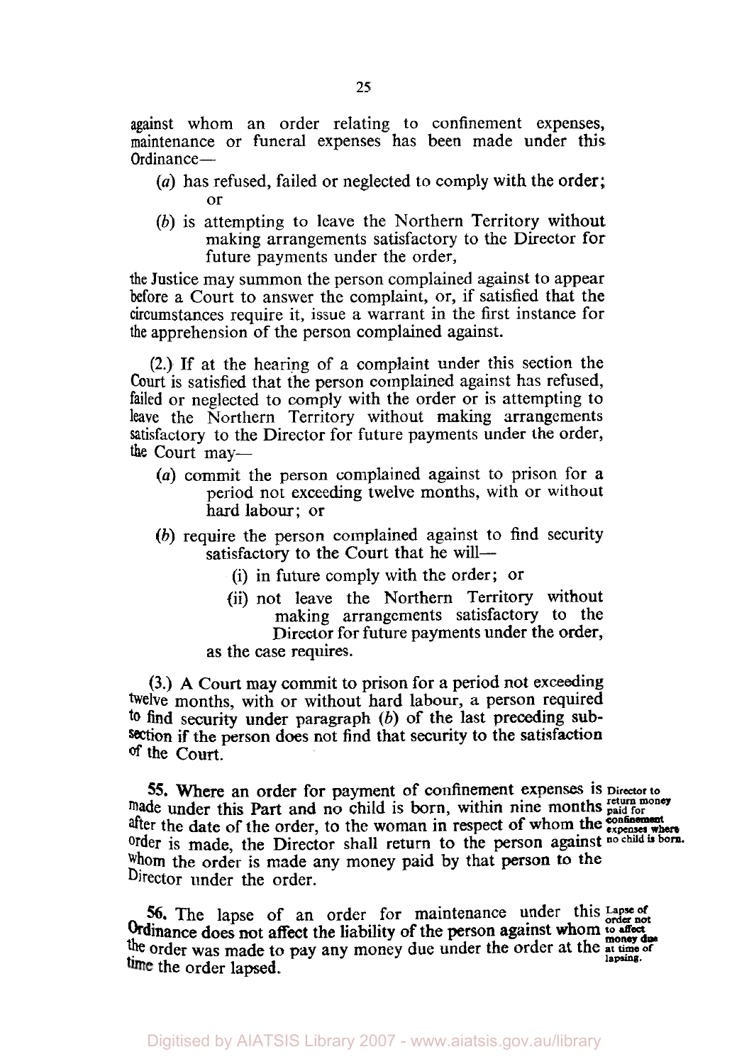against whom an order relating to confinement expenses, maintenance or funeral expenses has been made under this Ordinance—

(*a*) has refused, failed or neglected to comply with the order; or

(*b*) is attempting to leave the Northern Territory without making arrangements satisfactory to the Director for future payments under the order,

the Justice may summon the person complained against to appear before a Court to answer the complaint, or, if satisfied that the circumstances require it, issue a warrant in the first instance for the apprehension of the person complained against.

(2.) If at the hearing of a complaint under this section the Court is satisfied that the person complained against has refused, failed or neglected to comply with the order or is attempting to leave the Northern Territory without making arrangements satisfactory to the Director for future payments under the order, the Court may—

(*a*) commit the person complained against to prison for a period not exceeding twelve months, with or without hard labour; or

(*b*) require the person complained against to find security satisfactory to the Court that he will—

(i) in future comply with the order; or

(ii) not leave the Northern Territory without making arrangements satisfactory to the Director for future payments under the order,

as the case requires.

(3.) A Court may commit to prison for a period not exceeding twelve months, with or without hard labour, a person required to find security under paragraph (*b*) of the last preceding sub-section if the person does not find that security to the satisfaction of the Court.

**Director to return money paid for confinement expenses where no child is born.**

**55.** Where an order for payment of confinement expenses is made under this Part and no child is born, within nine months after the date of the order, to the woman in respect of whom the order is made, the Director shall return to the person against whom the order is made any money paid by that person to the Director under the order.

**Lapse of order not to affect money due at time of lapsing.**

**56.** The lapse of an order for maintenance under this Ordinance does not affect the liability of the person against whom the order was made to pay any money due under the order at the time the order lapsed.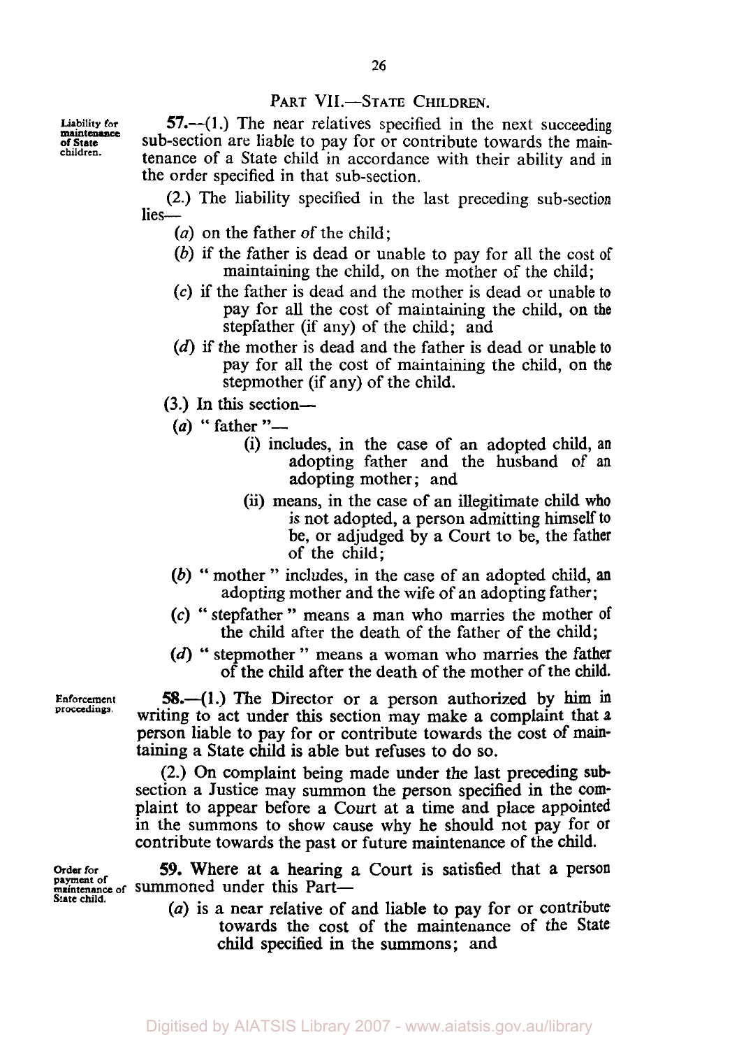## PART VII.—STATE CHILDREN.

*Liability for maintenance of State children.*

**57.**—(1.) The near relatives specified in the next succeeding sub-section are liable to pay for or contribute towards the maintenance of a State child in accordance with their ability and in the order specified in that sub-section.

(2.) The liability specified in the last preceding sub-section lies—

- (*a*) on the father of the child;
- (*b*) if the father is dead or unable to pay for all the cost of maintaining the child, on the mother of the child;
- (*c*) if the father is dead and the mother is dead or unable to pay for all the cost of maintaining the child, on the stepfather (if any) of the child; and
- (*d*) if the mother is dead and the father is dead or unable to pay for all the cost of maintaining the child, on the stepmother (if any) of the child.

(3.) In this section—

- (*a*) " father "—
  - (i) includes, in the case of an adopted child, an adopting father and the husband of an adopting mother; and
  - (ii) means, in the case of an illegitimate child who is not adopted, a person admitting himself to be, or adjudged by a Court to be, the father of the child;
- (*b*) " mother " includes, in the case of an adopted child, an adopting mother and the wife of an adopting father;
- (*c*) " stepfather " means a man who marries the mother of the child after the death of the father of the child;
- (*d*) " stepmother " means a woman who marries the father of the child after the death of the mother of the child.

*Enforcement proceedings.*

**58.**—(1.) The Director or a person authorized by him in writing to act under this section may make a complaint that a person liable to pay for or contribute towards the cost of maintaining a State child is able but refuses to do so.

(2.) On complaint being made under the last preceding sub-section a Justice may summon the person specified in the complaint to appear before a Court at a time and place appointed in the summons to show cause why he should not pay for or contribute towards the past or future maintenance of the child.

*Order for payment of maintenance of State child.*

**59.** Where at a hearing a Court is satisfied that a person summoned under this Part—

- (*a*) is a near relative of and liable to pay for or contribute towards the cost of the maintenance of the State child specified in the summons; and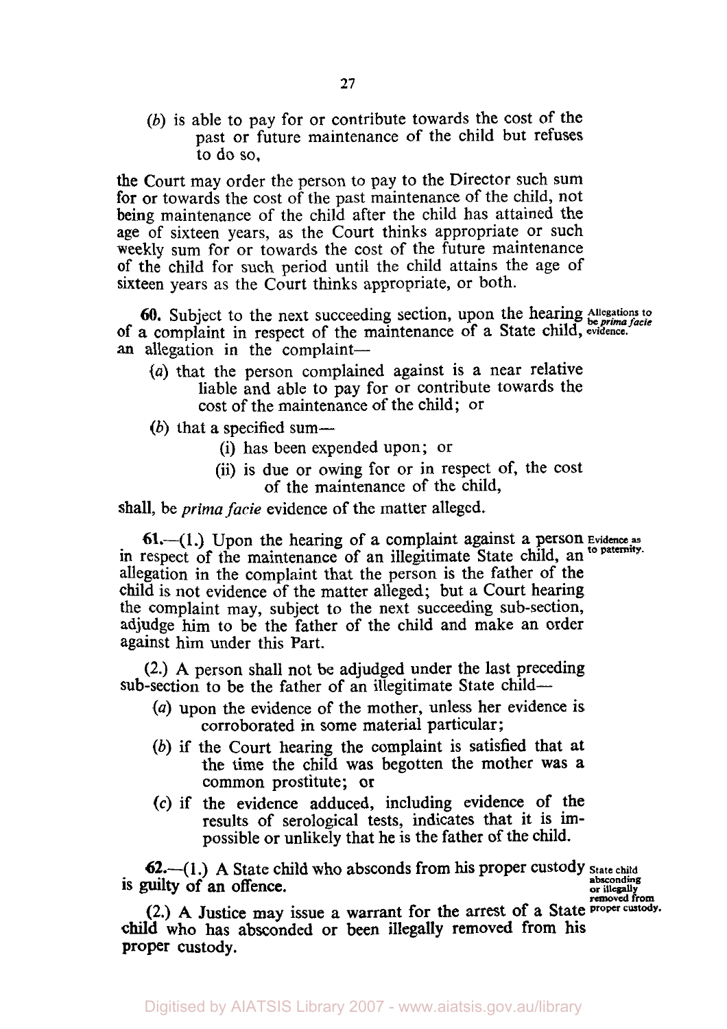(*b*) is able to pay for or contribute towards the cost of the past or future maintenance of the child but refuses to do so,

the Court may order the person to pay to the Director such sum for or towards the cost of the past maintenance of the child, not being maintenance of the child after the child has attained the age of sixteen years, as the Court thinks appropriate or such weekly sum for or towards the cost of the future maintenance of the child for such period until the child attains the age of sixteen years as the Court thinks appropriate, or both.

**Allegations to be *prima facie* evidence.**

**60.** Subject to the next succeeding section, upon the hearing of a complaint in respect of the maintenance of a State child, an allegation in the complaint—

(*a*) that the person complained against is a near relative liable and able to pay for or contribute towards the cost of the maintenance of the child; or

(*b*) that a specified sum—

(i) has been expended upon; or

(ii) is due or owing for or in respect of, the cost of the maintenance of the child,

shall, be *prima facie* evidence of the matter alleged.

**Evidence as to paternity.**

**61.**—(1.) Upon the hearing of a complaint against a person in respect of the maintenance of an illegitimate State child, an allegation in the complaint that the person is the father of the child is not evidence of the matter alleged; but a Court hearing the complaint may, subject to the next succeeding sub-section, adjudge him to be the father of the child and make an order against him under this Part.

(2.) A person shall not be adjudged under the last preceding sub-section to be the father of an illegitimate State child—

(*a*) upon the evidence of the mother, unless her evidence is corroborated in some material particular;

(*b*) if the Court hearing the complaint is satisfied that at the time the child was begotten the mother was a common prostitute; or

(*c*) if the evidence adduced, including evidence of the results of serological tests, indicates that it is impossible or unlikely that he is the father of the child.

**State child absconding or illegally removed from proper custody.**

**62.**—(1.) A State child who absconds from his proper custody is guilty of an offence.

(2.) A Justice may issue a warrant for the arrest of a State child who has absconded or been illegally removed from his proper custody.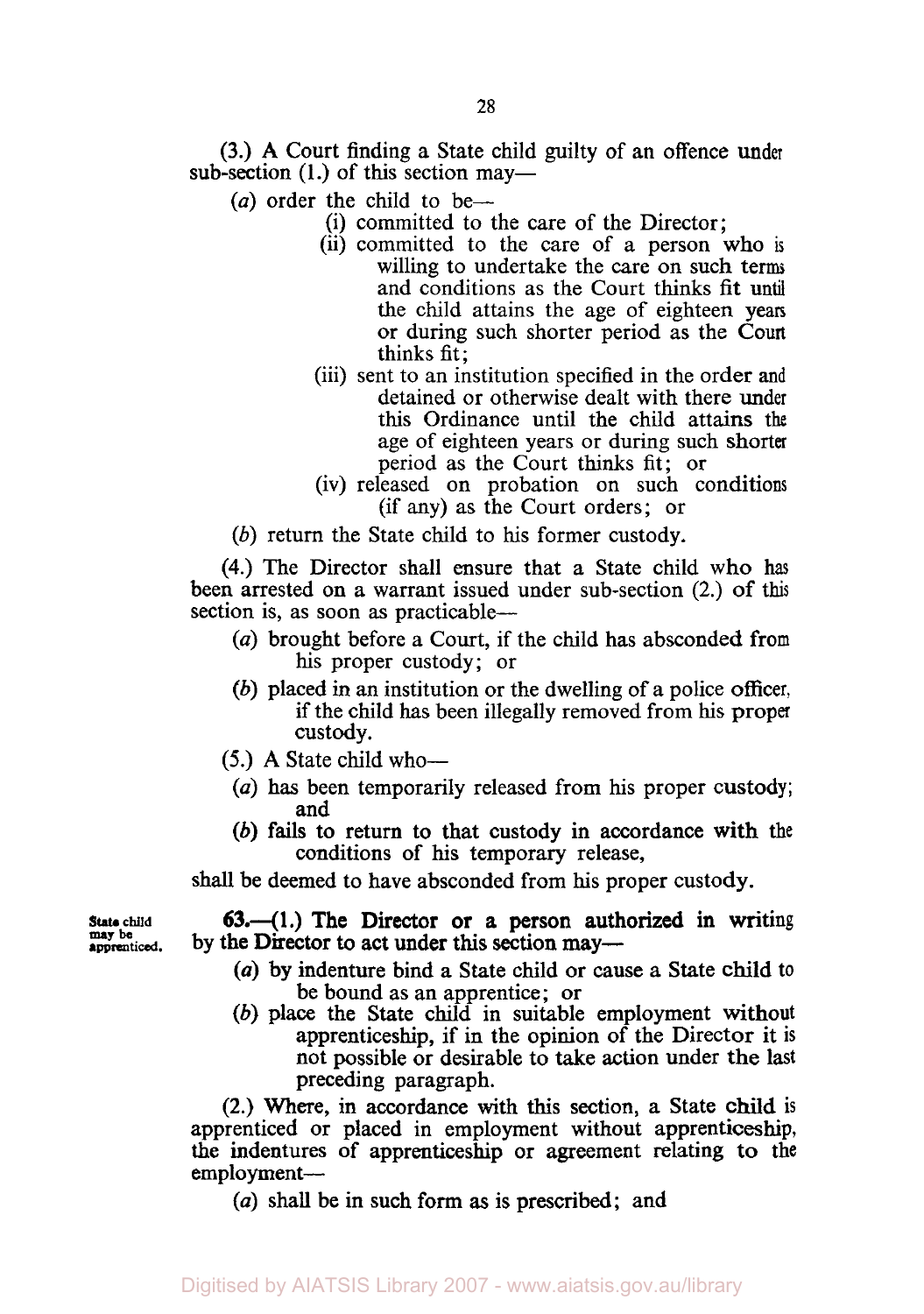(3.) A Court finding a State child guilty of an offence under sub-section (1.) of this section may—

(*a*) order the child to be—

(i) committed to the care of the Director;

(ii) committed to the care of a person who is willing to undertake the care on such terms and conditions as the Court thinks fit until the child attains the age of eighteen years or during such shorter period as the Court thinks fit;

(iii) sent to an institution specified in the order and detained or otherwise dealt with there under this Ordinance until the child attains the age of eighteen years or during such shorter period as the Court thinks fit; or

(iv) released on probation on such conditions (if any) as the Court orders; or

(*b*) return the State child to his former custody.

(4.) The Director shall ensure that a State child who has been arrested on a warrant issued under sub-section (2.) of this section is, as soon as practicable—

(*a*) brought before a Court, if the child has absconded from his proper custody; or

(*b*) placed in an institution or the dwelling of a police officer, if the child has been illegally removed from his proper custody.

(5.) A State child who—

(*a*) has been temporarily released from his proper custody; and

(*b*) fails to return to that custody in accordance with the conditions of his temporary release,

shall be deemed to have absconded from his proper custody.

**State child may be apprenticed.**

**63.—(1.) The Director or a person authorized in writing by the Director to act under this section may—**

(*a*) by indenture bind a State child or cause a State child to be bound as an apprentice; or

(*b*) place the State child in suitable employment without apprenticeship, if in the opinion of the Director it is not possible or desirable to take action under the last preceding paragraph.

(2.) Where, in accordance with this section, a State child is apprenticed or placed in employment without apprenticeship, the indentures of apprenticeship or agreement relating to the employment—

(*a*) shall be in such form as is prescribed; and